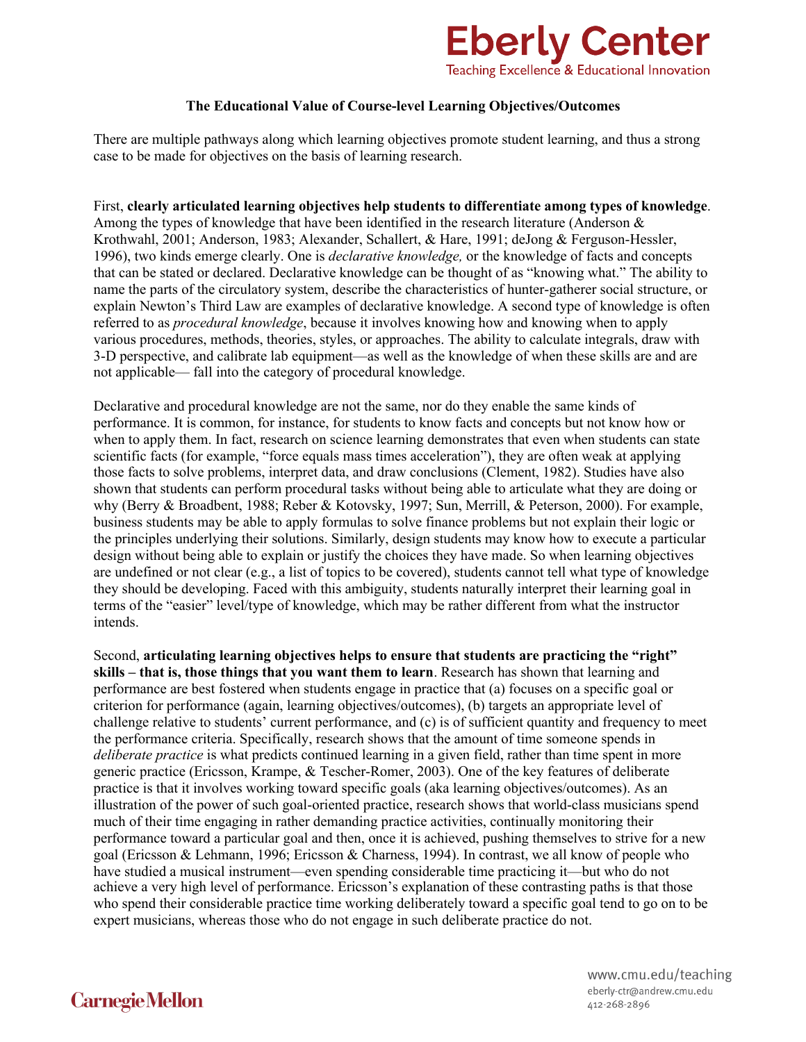# The Educational Value of Course-level Learning Objectives/Outcomes

There are multiple pathways along which learning objectives promote student learning, and thus a strong case to be made for objectives on the basis of learning research.

First, **clearly articulated learning objectives help students to differentiate among types of knowledge**. Among the types of knowledge that have been identified in the research literature (Anderson & Krothwahl, 2001; Anderson, 1983; Alexander, Schallert, & Hare, 1991; deJong & Ferguson-Hessler, 1996), two kinds emerge clearly. One is *declarative knowledge,* or the knowledge of facts and concepts that can be stated or declared. Declarative knowledge can be thought of as "knowing what." The ability to name the parts of the circulatory system, describe the characteristics of hunter-gatherer social structure, or explain Newton's Third Law are examples of declarative knowledge. A second type of knowledge is often referred to as *procedural knowledge*, because it involves knowing how and knowing when to apply various procedures, methods, theories, styles, or approaches. The ability to calculate integrals, draw with 3-D perspective, and calibrate lab equipment—as well as the knowledge of when these skills are and are not applicable— fall into the category of procedural knowledge.

Declarative and procedural knowledge are not the same, nor do they enable the same kinds of performance. It is common, for instance, for students to know facts and concepts but not know how or when to apply them. In fact, research on science learning demonstrates that even when students can state scientific facts (for example, "force equals mass times acceleration"), they are often weak at applying those facts to solve problems, interpret data, and draw conclusions (Clement, 1982). Studies have also shown that students can perform procedural tasks without being able to articulate what they are doing or why (Berry & Broadbent, 1988; Reber & Kotovsky, 1997; Sun, Merrill, & Peterson, 2000). For example, business students may be able to apply formulas to solve finance problems but not explain their logic or the principles underlying their solutions. Similarly, design students may know how to execute a particular design without being able to explain or justify the choices they have made. So when learning objectives are undefined or not clear (e.g., a list of topics to be covered), students cannot tell what type of knowledge they should be developing. Faced with this ambiguity, students naturally interpret their learning goal in terms of the "easier" level/type of knowledge, which may be rather different from what the instructor intends.

Second, **articulating learning objectives helps to ensure that students are practicing the "right" skills – that is, those things that you want them to learn**. Research has shown that learning and performance are best fostered when students engage in practice that (a) focuses on a specific goal or criterion for performance (again, learning objectives/outcomes), (b) targets an appropriate level of challenge relative to students' current performance, and (c) is of sufficient quantity and frequency to meet the performance criteria. Specifically, research shows that the amount of time someone spends in *deliberate practice* is what predicts continued learning in a given field, rather than time spent in more generic practice (Ericsson, Krampe, & Tescher-Romer, 2003). One of the key features of deliberate practice is that it involves working toward specific goals (aka learning objectives/outcomes). As an illustration of the power of such goal-oriented practice, research shows that world-class musicians spend much of their time engaging in rather demanding practice activities, continually monitoring their performance toward a particular goal and then, once it is achieved, pushing themselves to strive for a new goal (Ericsson & Lehmann, 1996; Ericsson & Charness, 1994). In contrast, we all know of people who have studied a musical instrument—even spending considerable time practicing it—but who do not achieve a very high level of performance. Ericsson's explanation of these contrasting paths is that those who spend their considerable practice time working deliberately toward a specific goal tend to go on to be expert musicians, whereas those who do not engage in such deliberate practice do not.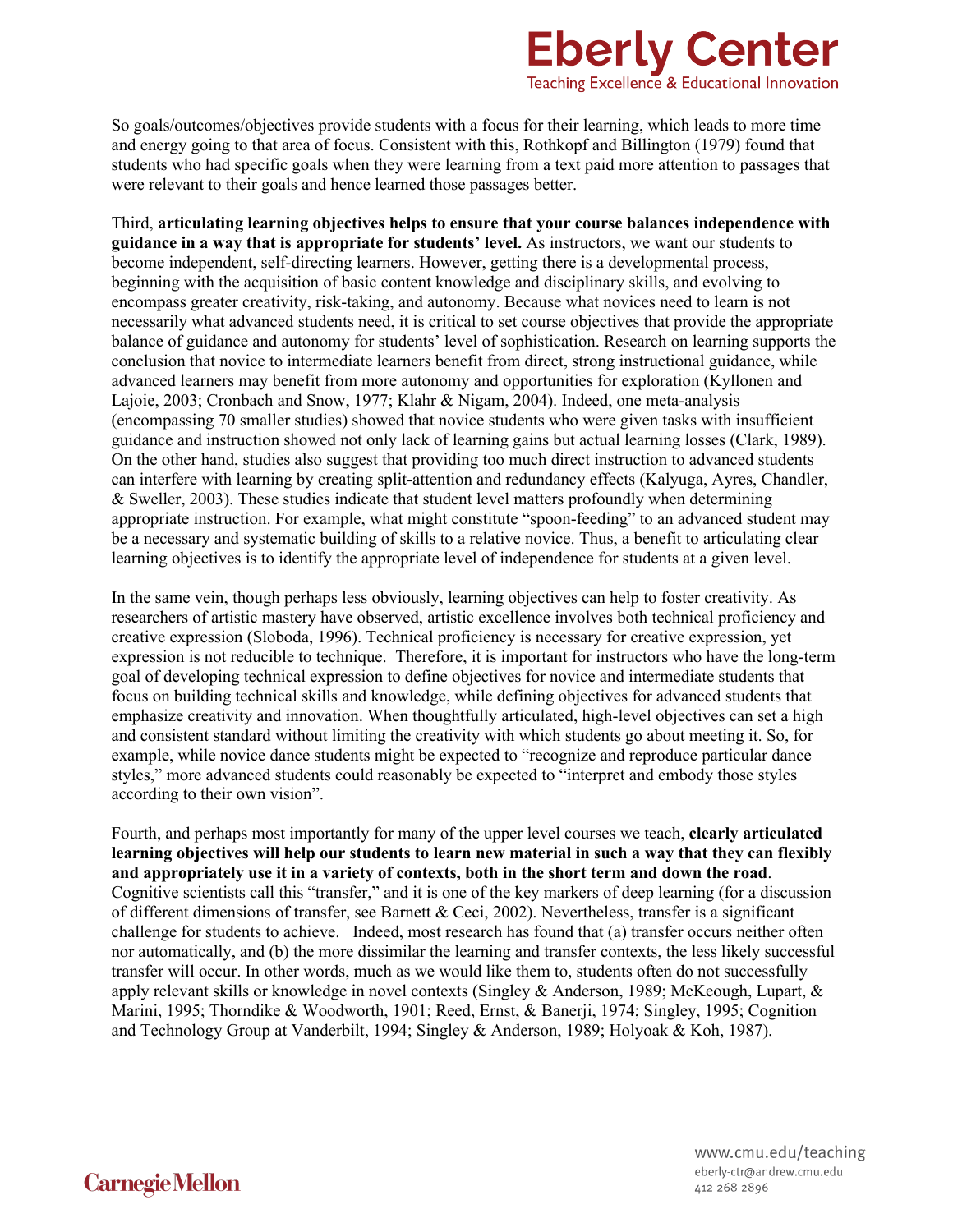So goals/outcomes/objectives provide students with a focus for their learning, which leads to more time and energy going to that area of focus. Consistent with this, Rothkopf and Billington (1979) found that students who had specific goals when they were learning from a text paid more attention to passages that were relevant to their goals and hence learned those passages better.

Third, **articulating learning objectives helps to ensure that your course balances independence with guidance in a way that is appropriate for students' level.** As instructors, we want our students to become independent, self-directing learners. However, getting there is a developmental process, beginning with the acquisition of basic content knowledge and disciplinary skills, and evolving to encompass greater creativity, risk-taking, and autonomy. Because what novices need to learn is not necessarily what advanced students need, it is critical to set course objectives that provide the appropriate balance of guidance and autonomy for students' level of sophistication. Research on learning supports the conclusion that novice to intermediate learners benefit from direct, strong instructional guidance, while advanced learners may benefit from more autonomy and opportunities for exploration (Kyllonen and Lajoie, 2003; Cronbach and Snow, 1977; Klahr & Nigam, 2004). Indeed, one meta-analysis (encompassing 70 smaller studies) showed that novice students who were given tasks with insufficient guidance and instruction showed not only lack of learning gains but actual learning losses (Clark, 1989). On the other hand, studies also suggest that providing too much direct instruction to advanced students can interfere with learning by creating split-attention and redundancy effects (Kalyuga, Ayres, Chandler, & Sweller, 2003). These studies indicate that student level matters profoundly when determining appropriate instruction. For example, what might constitute "spoon-feeding" to an advanced student may be a necessary and systematic building of skills to a relative novice. Thus, a benefit to articulating clear learning objectives is to identify the appropriate level of independence for students at a given level.

In the same vein, though perhaps less obviously, learning objectives can help to foster creativity. As researchers of artistic mastery have observed, artistic excellence involves both technical proficiency and creative expression (Sloboda, 1996). Technical proficiency is necessary for creative expression, yet expression is not reducible to technique. Therefore, it is important for instructors who have the long-term goal of developing technical expression to define objectives for novice and intermediate students that focus on building technical skills and knowledge, while defining objectives for advanced students that emphasize creativity and innovation. When thoughtfully articulated, high-level objectives can set a high and consistent standard without limiting the creativity with which students go about meeting it. So, for example, while novice dance students might be expected to "recognize and reproduce particular dance styles," more advanced students could reasonably be expected to "interpret and embody those styles according to their own vision".

Fourth, and perhaps most importantly for many of the upper level courses we teach, **clearly articulated learning objectives will help our students to learn new material in such a way that they can flexibly and appropriately use it in a variety of contexts, both in the short term and down the road**. Cognitive scientists call this "transfer," and it is one of the key markers of deep learning (for a discussion of different dimensions of transfer, see Barnett & Ceci, 2002). Nevertheless, transfer is a significant challenge for students to achieve. Indeed, most research has found that (a) transfer occurs neither often nor automatically, and (b) the more dissimilar the learning and transfer contexts, the less likely successful transfer will occur. In other words, much as we would like them to, students often do not successfully apply relevant skills or knowledge in novel contexts (Singley & Anderson, 1989; McKeough, Lupart, & Marini, 1995; Thorndike & Woodworth, 1901; Reed, Ernst, & Banerji, 1974; Singley, 1995; Cognition and Technology Group at Vanderbilt, 1994; Singley & Anderson, 1989; Holyoak & Koh, 1987).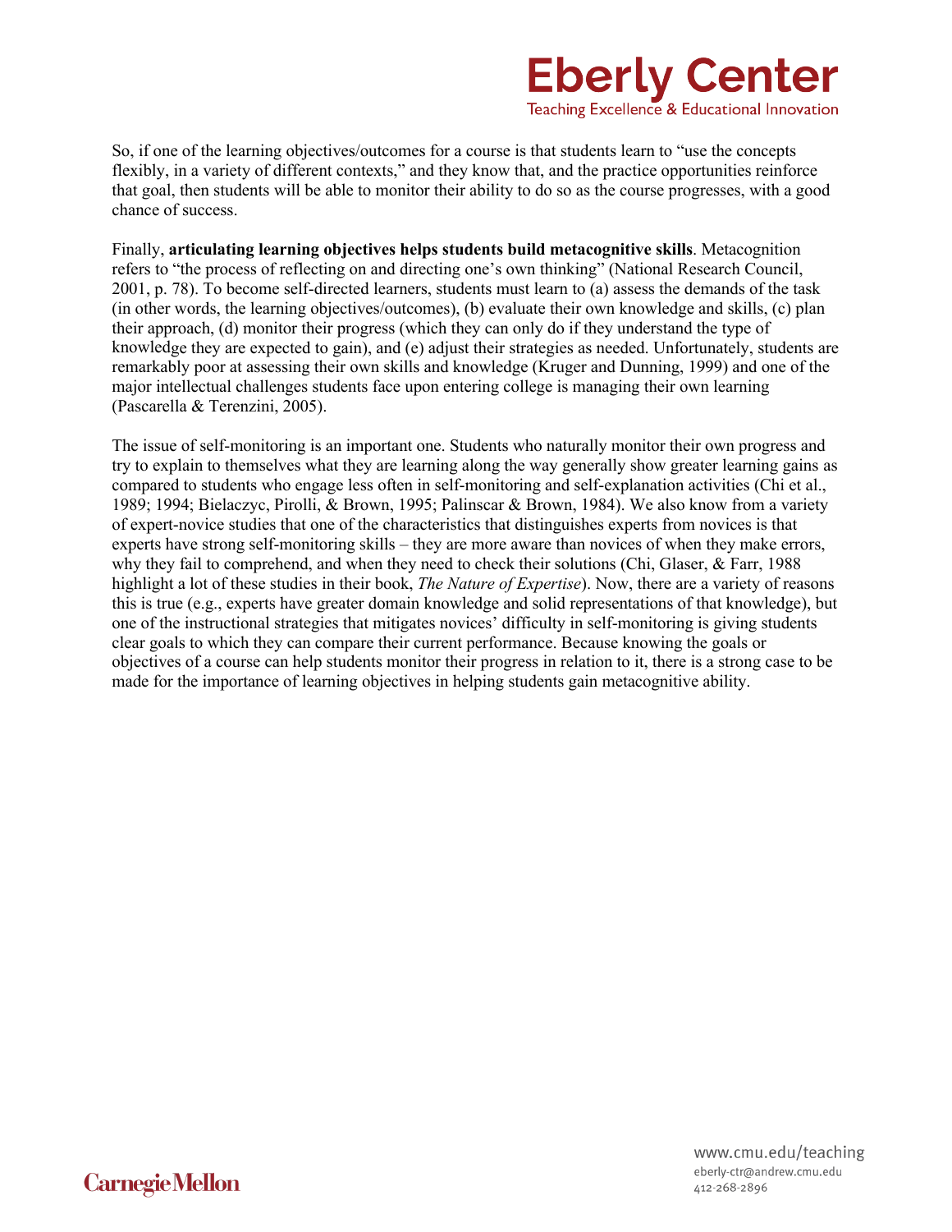So, if one of the learning objectives/outcomes for a course is that students learn to "use the concepts flexibly, in a variety of different contexts," and they know that, and the practice opportunities reinforce that goal, then students will be able to monitor their ability to do so as the course progresses, with a good chance of success.

Finally, **articulating learning objectives helps students build metacognitive skills**. Metacognition refers to "the process of reflecting on and directing one's own thinking" (National Research Council, 2001, p. 78). To become self-directed learners, students must learn to (a) assess the demands of the task (in other words, the learning objectives/outcomes), (b) evaluate their own knowledge and skills, (c) plan their approach, (d) monitor their progress (which they can only do if they understand the type of knowledge they are expected to gain), and (e) adjust their strategies as needed. Unfortunately, students are remarkably poor at assessing their own skills and knowledge (Kruger and Dunning, 1999) and one of the major intellectual challenges students face upon entering college is managing their own learning (Pascarella & Terenzini, 2005).

The issue of self-monitoring is an important one. Students who naturally monitor their own progress and try to explain to themselves what they are learning along the way generally show greater learning gains as compared to students who engage less often in self-monitoring and self-explanation activities (Chi et al., 1989; 1994; Bielaczyc, Pirolli, & Brown, 1995; Palinscar & Brown, 1984). We also know from a variety of expert-novice studies that one of the characteristics that distinguishes experts from novices is that experts have strong self-monitoring skills – they are more aware than novices of when they make errors, why they fail to comprehend, and when they need to check their solutions (Chi, Glaser, & Farr, 1988 highlight a lot of these studies in their book, *The Nature of Expertise*). Now, there are a variety of reasons this is true (e.g., experts have greater domain knowledge and solid representations of that knowledge), but one of the instructional strategies that mitigates novices' difficulty in self-monitoring is giving students clear goals to which they can compare their current performance. Because knowing the goals or objectives of a course can help students monitor their progress in relation to it, there is a strong case to be made for the importance of learning objectives in helping students gain metacognitive ability.